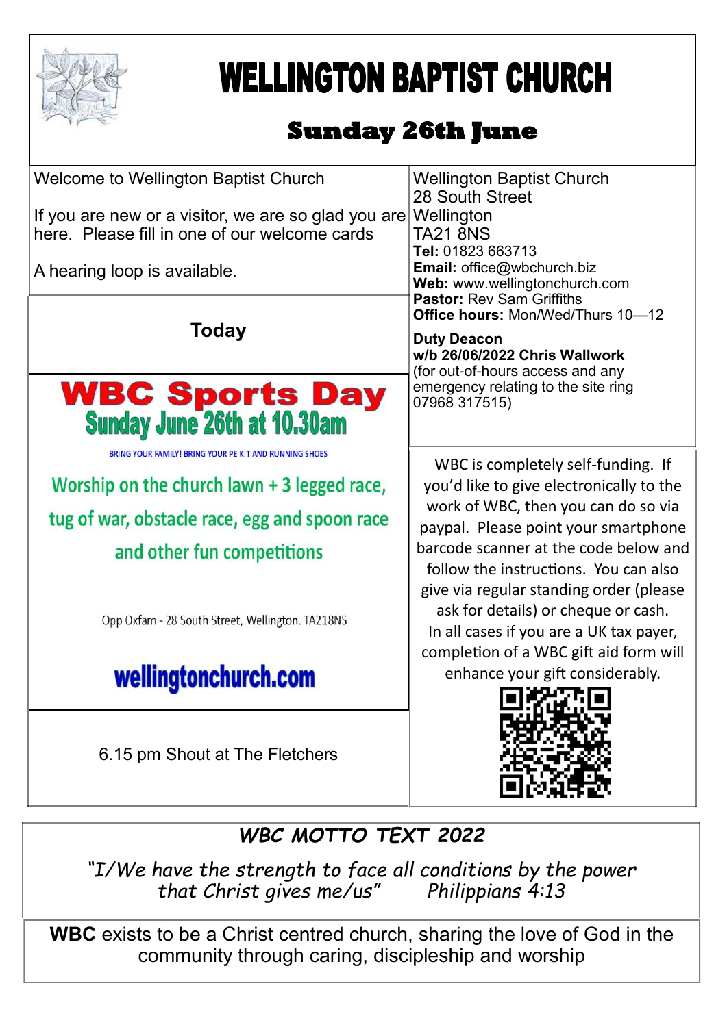# WELLINGTON BAPTIST CHURCH

## Sunday 26th June

Welcome to Wellington Baptist Church

If you are new or a visitor, we are so glad you are here. Please fill in one of our welcome cards

A hearing loop is available.

Wellington Baptist Church
28 South Street
Wellington
TA21 8NS
**Tel:** 01823 663713
**Email:** office@wbchurch.biz
**Web:** www.wellingtonchurch.com
**Pastor:** Rev Sam Griffiths
**Office hours:** Mon/Wed/Thurs 10—12

**Duty Deacon**
**w/b 26/06/2022 Chris Wallwork**
(for out-of-hours access and any emergency relating to the site ring 07968 317515)

### Today

**WBC Sports Day**
**Sunday June 26th at 10.30am**

BRING YOUR FAMILY! BRING YOUR PE KIT AND RUNNING SHOES

Worship on the church lawn + 3 legged race, tug of war, obstacle race, egg and spoon race and other fun competitions

Opp Oxfam - 28 South Street, Wellington. TA218NS

**wellingtonchurch.com**

6.15 pm Shout at The Fletchers

WBC is completely self-funding. If you'd like to give electronically to the work of WBC, then you can do so via paypal. Please point your smartphone barcode scanner at the code below and follow the instructions. You can also give via regular standing order (please ask for details) or cheque or cash. In all cases if you are a UK tax payer, completion of a WBC gift aid form will enhance your gift considerably.

*WBC MOTTO TEXT 2022*

*"I/We have the strength to face all conditions by the power that Christ gives me/us"   Philippians 4:13*

**WBC** exists to be a Christ centred church, sharing the love of God in the community through caring, discipleship and worship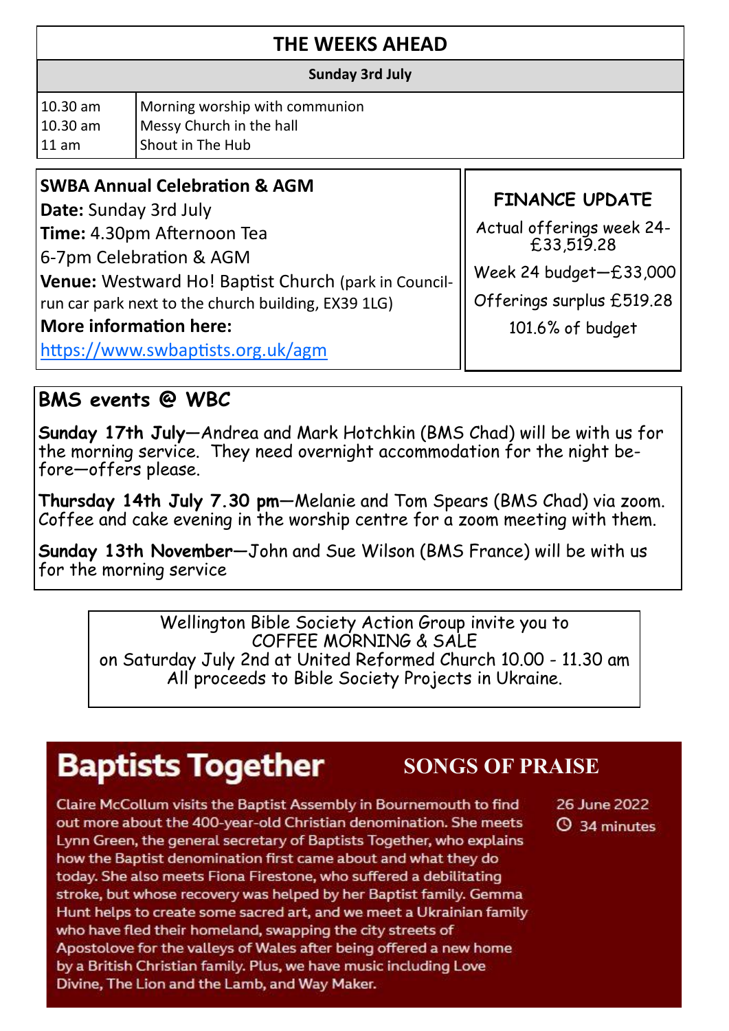## THE WEEKS AHEAD

**Sunday 3rd July**

| | |
|---|---|
| 10.30 am | Morning worship with communion |
| 10.30 am | Messy Church in the hall |
| 11 am | Shout in The Hub |

**SWBA Annual Celebration & AGM**

**Date:** Sunday 3rd July

**Time:** 4.30pm Afternoon Tea

6-7pm Celebration & AGM

**Venue:** Westward Ho! Baptist Church (park in Council-run car park next to the church building, EX39 1LG)

**More information here:**

https://www.swbaptists.org.uk/agm

**FINANCE UPDATE**

Actual offerings week 24-£33,519.28

Week 24 budget—£33,000

Offerings surplus £519.28

101.6% of budget

## BMS events @ WBC

**Sunday 17th July**—Andrea and Mark Hotchkin (BMS Chad) will be with us for the morning service. They need overnight accommodation for the night before—offers please.

**Thursday 14th July 7.30 pm**—Melanie and Tom Spears (BMS Chad) via zoom. Coffee and cake evening in the worship centre for a zoom meeting with them.

**Sunday 13th November**—John and Sue Wilson (BMS France) will be with us for the morning service

Wellington Bible Society Action Group invite you to
COFFEE MORNING & SALE
on Saturday July 2nd at United Reformed Church 10.00 - 11.30 am
All proceeds to Bible Society Projects in Ukraine.

## Baptists Together

## SONGS OF PRAISE

Claire McCollum visits the Baptist Assembly in Bournemouth to find out more about the 400-year-old Christian denomination. She meets Lynn Green, the general secretary of Baptists Together, who explains how the Baptist denomination first came about and what they do today. She also meets Fiona Firestone, who suffered a debilitating stroke, but whose recovery was helped by her Baptist family. Gemma Hunt helps to create some sacred art, and we meet a Ukrainian family who have fled their homeland, swapping the city streets of Apostolove for the valleys of Wales after being offered a new home by a British Christian family. Plus, we have music including Love Divine, The Lion and the Lamb, and Way Maker.

26 June 2022

34 minutes